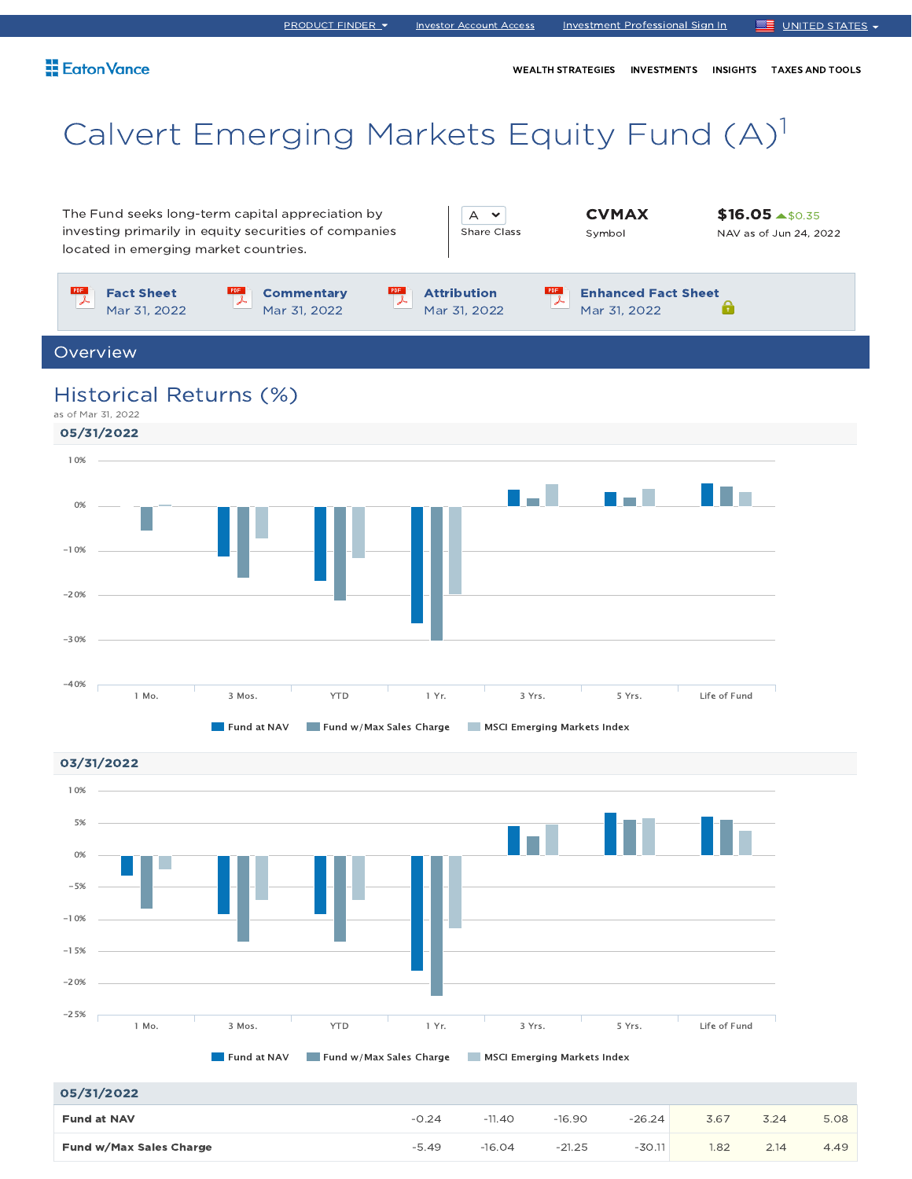PRODUCT FINDER | Investor Account Access | Investment Professional Sign In | UNITED STATES

Eaton Vance

WEALTH STRATEGIES | INVESTMENTS | INSIGHTS | TAXES AND TOOLS

# Calvert Emerging Markets Equity Fund (A)[1]

The Fund seeks long-term capital appreciation by investing primarily in equity securities of companies located in emerging market countries.

A
Share Class

**CVMAX**
Symbol

**$16.05** ▲$0.35
NAV as of Jun 24, 2022

**Fact Sheet** Mar 31, 2022 | **Commentary** Mar 31, 2022 | **Attribution** Mar 31, 2022 | **Enhanced Fact Sheet** Mar 31, 2022

## Overview

### Historical Returns (%)

as of Mar 31, 2022

**05/31/2022**

Legend: Fund at NAV | Fund w/Max Sales Charge | MSCI Emerging Markets Index

Categories: 1 Mo. | 3 Mos. | YTD | 1 Yr. | 3 Yrs. | 5 Yrs. | Life of Fund

**03/31/2022**

Legend: Fund at NAV | Fund w/Max Sales Charge | MSCI Emerging Markets Index

Categories: 1 Mo. | 3 Mos. | YTD | 1 Yr. | 3 Yrs. | 5 Yrs. | Life of Fund

| 05/31/2022 | | | | | | | |
|---|---|---|---|---|---|---|---|
| **Fund at NAV** | -0.24 | -11.40 | -16.90 | -26.24 | 3.67 | 3.24 | 5.08 |
| **Fund w/Max Sales Charge** | -5.49 | -16.04 | -21.25 | -30.11 | 1.82 | 2.14 | 4.49 |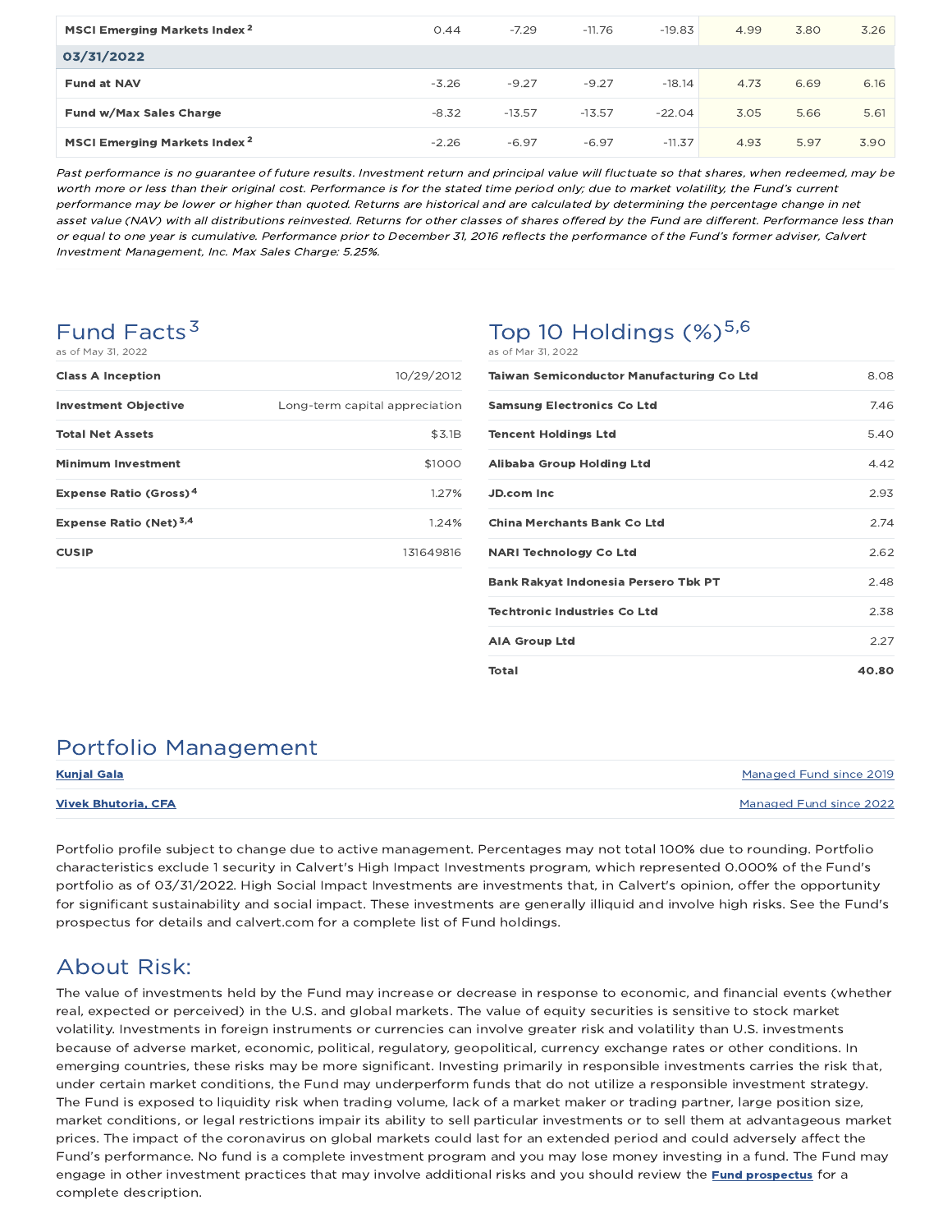| | | | | | | | |
|---|---|---|---|---|---|---|---|
| **MSCI Emerging Markets Index** [2] | 0.44 | -7.29 | -11.76 | -19.83 | 4.99 | 3.80 | 3.26 |
| **03/31/2022** | | | | | | | |
| **Fund at NAV** | -3.26 | -9.27 | -9.27 | -18.14 | 4.73 | 6.69 | 6.16 |
| **Fund w/Max Sales Charge** | -8.32 | -13.57 | -13.57 | -22.04 | 3.05 | 5.66 | 5.61 |
| **MSCI Emerging Markets Index** [2] | -2.26 | -6.97 | -6.97 | -11.37 | 4.93 | 5.97 | 3.90 |

*Past performance is no guarantee of future results. Investment return and principal value will fluctuate so that shares, when redeemed, may be worth more or less than their original cost. Performance is for the stated time period only; due to market volatility, the Fund's current performance may be lower or higher than quoted. Returns are historical and are calculated by determining the percentage change in net asset value (NAV) with all distributions reinvested. Returns for other classes of shares offered by the Fund are different. Performance less than or equal to one year is cumulative. Performance prior to December 31, 2016 reflects the performance of the Fund's former adviser, Calvert Investment Management, Inc. Max Sales Charge: 5.25%.*

## Fund Facts[3]

as of May 31, 2022

| | |
|---|---|
| **Class A Inception** | 10/29/2012 |
| **Investment Objective** | Long-term capital appreciation |
| **Total Net Assets** | $3.1B |
| **Minimum Investment** | $1000 |
| **Expense Ratio (Gross)** [4] | 1.27% |
| **Expense Ratio (Net)** [3,4] | 1.24% |
| **CUSIP** | 131649816 |

## Top 10 Holdings (%)[5,6]

as of Mar 31, 2022

| | |
|---|---|
| **Taiwan Semiconductor Manufacturing Co Ltd** | 8.08 |
| **Samsung Electronics Co Ltd** | 7.46 |
| **Tencent Holdings Ltd** | 5.40 |
| **Alibaba Group Holding Ltd** | 4.42 |
| **JD.com Inc** | 2.93 |
| **China Merchants Bank Co Ltd** | 2.74 |
| **NARI Technology Co Ltd** | 2.62 |
| **Bank Rakyat Indonesia Persero Tbk PT** | 2.48 |
| **Techtronic Industries Co Ltd** | 2.38 |
| **AIA Group Ltd** | 2.27 |
| **Total** | **40.80** |

## Portfolio Management

| | |
|---|---|
| **Kunjal Gala** | Managed Fund since 2019 |
| **Vivek Bhutoria, CFA** | Managed Fund since 2022 |

Portfolio profile subject to change due to active management. Percentages may not total 100% due to rounding. Portfolio characteristics exclude 1 security in Calvert's High Impact Investments program, which represented 0.000% of the Fund's portfolio as of 03/31/2022. High Social Impact Investments are investments that, in Calvert's opinion, offer the opportunity for significant sustainability and social impact. These investments are generally illiquid and involve high risks. See the Fund's prospectus for details and calvert.com for a complete list of Fund holdings.

## About Risk:

The value of investments held by the Fund may increase or decrease in response to economic, and financial events (whether real, expected or perceived) in the U.S. and global markets. The value of equity securities is sensitive to stock market volatility. Investments in foreign instruments or currencies can involve greater risk and volatility than U.S. investments because of adverse market, economic, political, regulatory, geopolitical, currency exchange rates or other conditions. In emerging countries, these risks may be more significant. Investing primarily in responsible investments carries the risk that, under certain market conditions, the Fund may underperform funds that do not utilize a responsible investment strategy. The Fund is exposed to liquidity risk when trading volume, lack of a market maker or trading partner, large position size, market conditions, or legal restrictions impair its ability to sell particular investments or to sell them at advantageous market prices. The impact of the coronavirus on global markets could last for an extended period and could adversely affect the Fund's performance. No fund is a complete investment program and you may lose money investing in a fund. The Fund may engage in other investment practices that may involve additional risks and you should review the **Fund prospectus** for a complete description.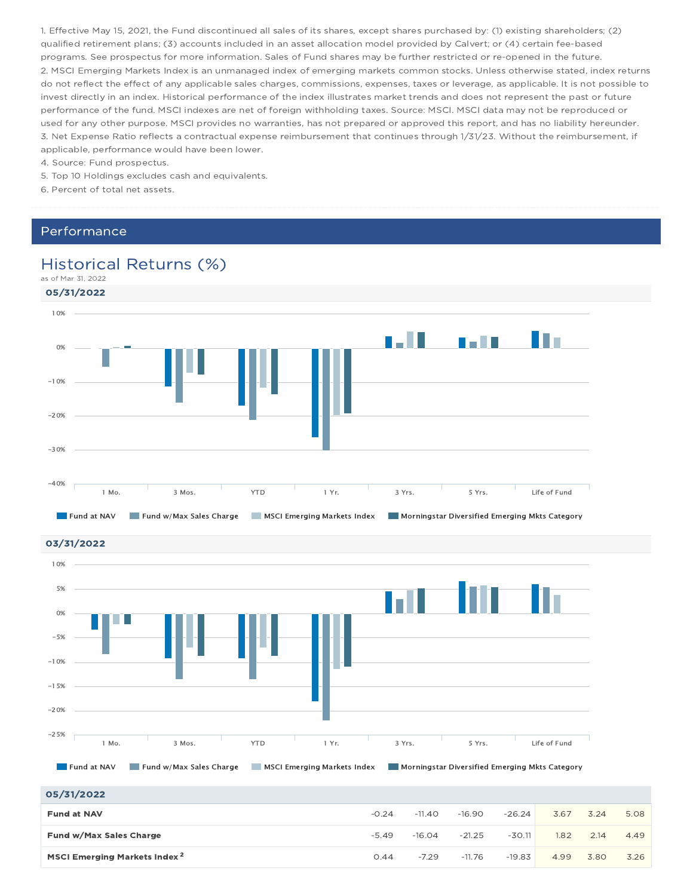1. Effective May 15, 2021, the Fund discontinued all sales of its shares, except shares purchased by: (1) existing shareholders; (2) qualified retirement plans; (3) accounts included in an asset allocation model provided by Calvert; or (4) certain fee-based programs. See prospectus for more information. Sales of Fund shares may be further restricted or re-opened in the future.
2. MSCI Emerging Markets Index is an unmanaged index of emerging markets common stocks. Unless otherwise stated, index returns do not reflect the effect of any applicable sales charges, commissions, expenses, taxes or leverage, as applicable. It is not possible to invest directly in an index. Historical performance of the index illustrates market trends and does not represent the past or future performance of the fund. MSCI indexes are net of foreign withholding taxes. Source: MSCI. MSCI data may not be reproduced or used for any other purpose. MSCI provides no warranties, has not prepared or approved this report, and has no liability hereunder.
3. Net Expense Ratio reflects a contractual expense reimbursement that continues through 1/31/23. Without the reimbursement, if applicable, performance would have been lower.
4. Source: Fund prospectus.
5. Top 10 Holdings excludes cash and equivalents.
6. Percent of total net assets.

## Performance

## Historical Returns (%)

as of Mar 31, 2022

**05/31/2022**

Legend: Fund at NAV; Fund w/Max Sales Charge; MSCI Emerging Markets Index; Morningstar Diversified Emerging Mkts Category

Categories: 1 Mo., 3 Mos., YTD, 1 Yr., 3 Yrs., 5 Yrs., Life of Fund

**03/31/2022**

Legend: Fund at NAV; Fund w/Max Sales Charge; MSCI Emerging Markets Index; Morningstar Diversified Emerging Mkts Category

Categories: 1 Mo., 3 Mos., YTD, 1 Yr., 3 Yrs., 5 Yrs., Life of Fund

| 05/31/2022 | | | | | | | |
|---|---|---|---|---|---|---|---|
| **Fund at NAV** | -0.24 | -11.40 | -16.90 | -26.24 | 3.67 | 3.24 | 5.08 |
| **Fund w/Max Sales Charge** | -5.49 | -16.04 | -21.25 | -30.11 | 1.82 | 2.14 | 4.49 |
| **MSCI Emerging Markets Index** [2] | 0.44 | -7.29 | -11.76 | -19.83 | 4.99 | 3.80 | 3.26 |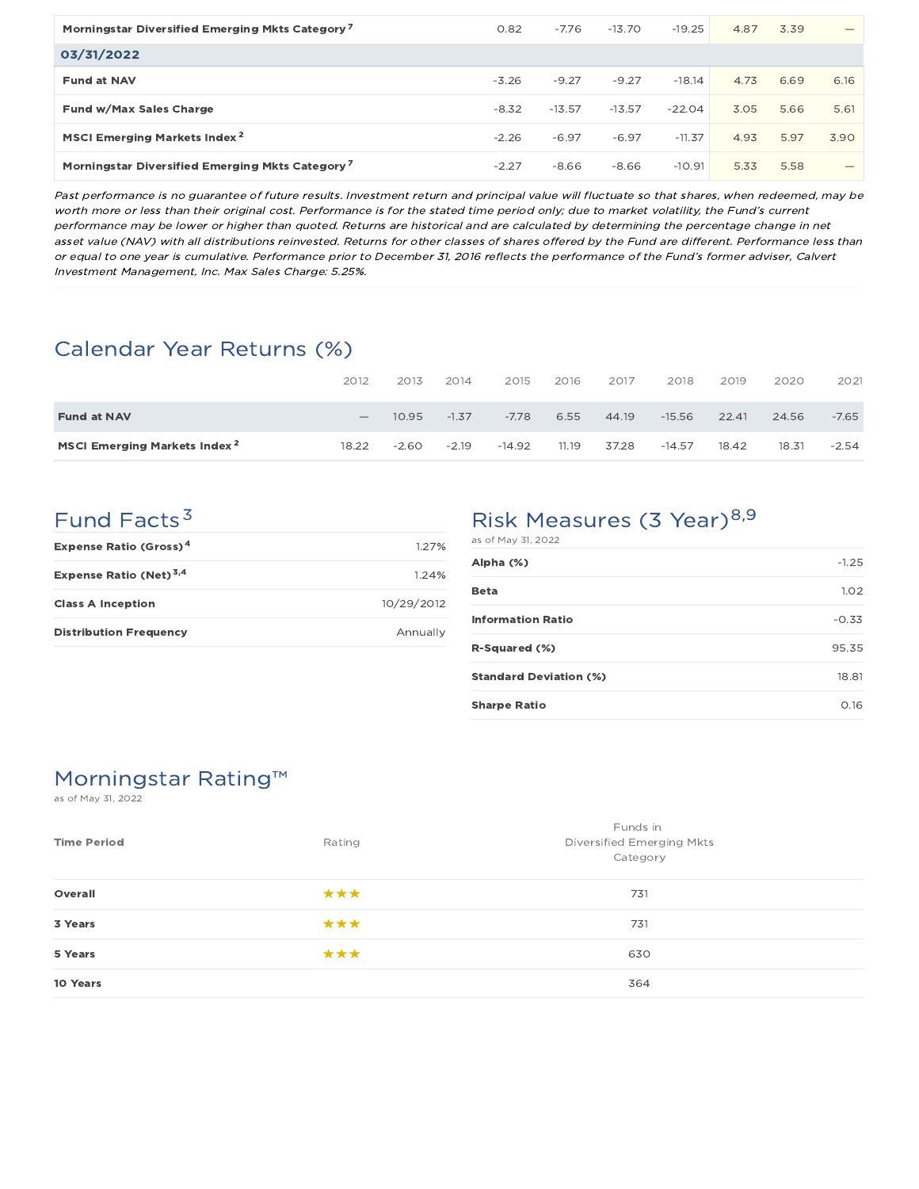| | | | | | | | |
|---|---|---|---|---|---|---|---|
| **Morningstar Diversified Emerging Mkts Category** [7] | 0.82 | -7.76 | -13.70 | -19.25 | 4.87 | 3.39 | — |
| **03/31/2022** | | | | | | | |
| **Fund at NAV** | -3.26 | -9.27 | -9.27 | -18.14 | 4.73 | 6.69 | 6.16 |
| **Fund w/Max Sales Charge** | -8.32 | -13.57 | -13.57 | -22.04 | 3.05 | 5.66 | 5.61 |
| **MSCI Emerging Markets Index** [2] | -2.26 | -6.97 | -6.97 | -11.37 | 4.93 | 5.97 | 3.90 |
| **Morningstar Diversified Emerging Mkts Category** [7] | -2.27 | -8.66 | -8.66 | -10.91 | 5.33 | 5.58 | — |

*Past performance is no guarantee of future results. Investment return and principal value will fluctuate so that shares, when redeemed, may be worth more or less than their original cost. Performance is for the stated time period only; due to market volatility, the Fund's current performance may be lower or higher than quoted. Returns are historical and are calculated by determining the percentage change in net asset value (NAV) with all distributions reinvested. Returns for other classes of shares offered by the Fund are different. Performance less than or equal to one year is cumulative. Performance prior to December 31, 2016 reflects the performance of the Fund's former adviser, Calvert Investment Management, Inc. Max Sales Charge: 5.25%.*

## Calendar Year Returns (%)

| | 2012 | 2013 | 2014 | 2015 | 2016 | 2017 | 2018 | 2019 | 2020 | 2021 |
|---|---|---|---|---|---|---|---|---|---|---|
| **Fund at NAV** | — | 10.95 | -1.37 | -7.78 | 6.55 | 44.19 | -15.56 | 22.41 | 24.56 | -7.65 |
| **MSCI Emerging Markets Index** [2] | 18.22 | -2.60 | -2.19 | -14.92 | 11.19 | 37.28 | -14.57 | 18.42 | 18.31 | -2.54 |

## Fund Facts [3]

| | |
|---|---|
| **Expense Ratio (Gross)** [4] | 1.27% |
| **Expense Ratio (Net)** [3,4] | 1.24% |
| **Class A Inception** | 10/29/2012 |
| **Distribution Frequency** | Annually |

## Risk Measures (3 Year) [8,9]

as of May 31, 2022

| | |
|---|---|
| **Alpha (%)** | -1.25 |
| **Beta** | 1.02 |
| **Information Ratio** | -0.33 |
| **R-Squared (%)** | 95.35 |
| **Standard Deviation (%)** | 18.81 |
| **Sharpe Ratio** | 0.16 |

## Morningstar Rating™

as of May 31, 2022

| Time Period | Rating | Funds in Diversified Emerging Mkts Category |
|---|---|---|
| **Overall** | ★★★ | 731 |
| **3 Years** | ★★★ | 731 |
| **5 Years** | ★★★ | 630 |
| **10 Years** | | 364 |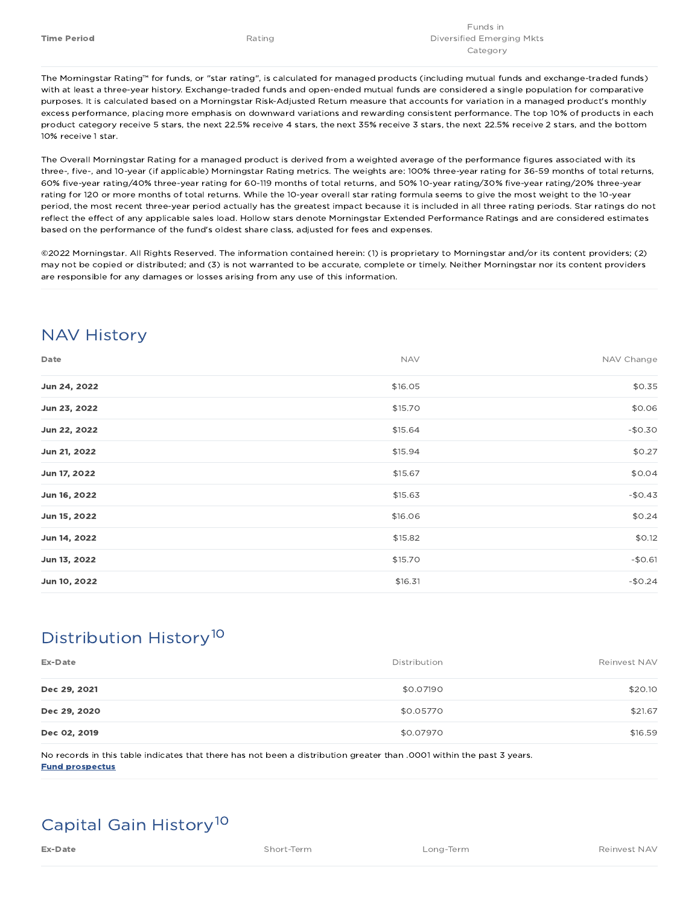| Time Period | Rating | Funds in Diversified Emerging Mkts Category |
|---|---|---|

The Morningstar Rating™ for funds, or "star rating", is calculated for managed products (including mutual funds and exchange-traded funds) with at least a three-year history. Exchange-traded funds and open-ended mutual funds are considered a single population for comparative purposes. It is calculated based on a Morningstar Risk-Adjusted Return measure that accounts for variation in a managed product's monthly excess performance, placing more emphasis on downward variations and rewarding consistent performance. The top 10% of products in each product category receive 5 stars, the next 22.5% receive 4 stars, the next 35% receive 3 stars, the next 22.5% receive 2 stars, and the bottom 10% receive 1 star.

The Overall Morningstar Rating for a managed product is derived from a weighted average of the performance figures associated with its three-, five-, and 10-year (if applicable) Morningstar Rating metrics. The weights are: 100% three-year rating for 36-59 months of total returns, 60% five-year rating/40% three-year rating for 60-119 months of total returns, and 50% 10-year rating/30% five-year rating/20% three-year rating for 120 or more months of total returns. While the 10-year overall star rating formula seems to give the most weight to the 10-year period, the most recent three-year period actually has the greatest impact because it is included in all three rating periods. Star ratings do not reflect the effect of any applicable sales load. Hollow stars denote Morningstar Extended Performance Ratings and are considered estimates based on the performance of the fund's oldest share class, adjusted for fees and expenses.

©2022 Morningstar. All Rights Reserved. The information contained herein: (1) is proprietary to Morningstar and/or its content providers; (2) may not be copied or distributed; and (3) is not warranted to be accurate, complete or timely. Neither Morningstar nor its content providers are responsible for any damages or losses arising from any use of this information.

## NAV History

| Date | NAV | NAV Change |
|---|---|---|
| **Jun 24, 2022** | $16.05 | $0.35 |
| **Jun 23, 2022** | $15.70 | $0.06 |
| **Jun 22, 2022** | $15.64 | -$0.30 |
| **Jun 21, 2022** | $15.94 | $0.27 |
| **Jun 17, 2022** | $15.67 | $0.04 |
| **Jun 16, 2022** | $15.63 | -$0.43 |
| **Jun 15, 2022** | $16.06 | $0.24 |
| **Jun 14, 2022** | $15.82 | $0.12 |
| **Jun 13, 2022** | $15.70 | -$0.61 |
| **Jun 10, 2022** | $16.31 | -$0.24 |

## Distribution History[10]

| Ex-Date | Distribution | Reinvest NAV |
|---|---|---|
| **Dec 29, 2021** | $0.07190 | $20.10 |
| **Dec 29, 2020** | $0.05770 | $21.67 |
| **Dec 02, 2019** | $0.07970 | $16.59 |

No records in this table indicates that there has not been a distribution greater than .0001 within the past 3 years.
**Fund prospectus**

## Capital Gain History[10]

| Ex-Date | Short-Term | Long-Term | Reinvest NAV |
|---|---|---|---|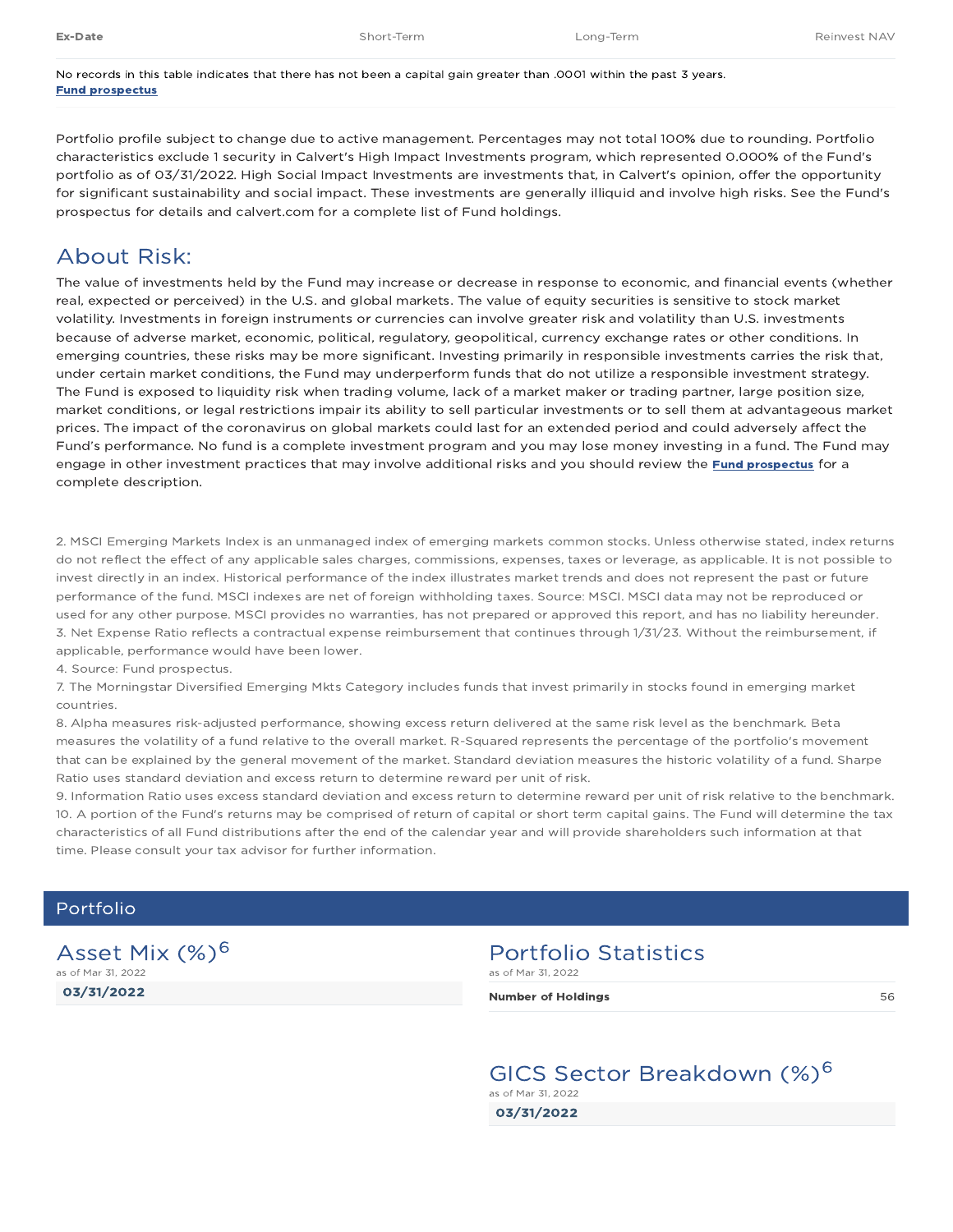| Ex-Date | Short-Term | Long-Term | Reinvest NAV |
| --- | --- | --- | --- |

No records in this table indicates that there has not been a capital gain greater than .0001 within the past 3 years.
**Fund prospectus**

Portfolio profile subject to change due to active management. Percentages may not total 100% due to rounding. Portfolio characteristics exclude 1 security in Calvert's High Impact Investments program, which represented 0.000% of the Fund's portfolio as of 03/31/2022. High Social Impact Investments are investments that, in Calvert's opinion, offer the opportunity for significant sustainability and social impact. These investments are generally illiquid and involve high risks. See the Fund's prospectus for details and calvert.com for a complete list of Fund holdings.

## About Risk:

The value of investments held by the Fund may increase or decrease in response to economic, and financial events (whether real, expected or perceived) in the U.S. and global markets. The value of equity securities is sensitive to stock market volatility. Investments in foreign instruments or currencies can involve greater risk and volatility than U.S. investments because of adverse market, economic, political, regulatory, geopolitical, currency exchange rates or other conditions. In emerging countries, these risks may be more significant. Investing primarily in responsible investments carries the risk that, under certain market conditions, the Fund may underperform funds that do not utilize a responsible investment strategy. The Fund is exposed to liquidity risk when trading volume, lack of a market maker or trading partner, large position size, market conditions, or legal restrictions impair its ability to sell particular investments or to sell them at advantageous market prices. The impact of the coronavirus on global markets could last for an extended period and could adversely affect the Fund's performance. No fund is a complete investment program and you may lose money investing in a fund. The Fund may engage in other investment practices that may involve additional risks and you should review the **Fund prospectus** for a complete description.

2. MSCI Emerging Markets Index is an unmanaged index of emerging markets common stocks. Unless otherwise stated, index returns do not reflect the effect of any applicable sales charges, commissions, expenses, taxes or leverage, as applicable. It is not possible to invest directly in an index. Historical performance of the index illustrates market trends and does not represent the past or future performance of the fund. MSCI indexes are net of foreign withholding taxes. Source: MSCI. MSCI data may not be reproduced or used for any other purpose. MSCI provides no warranties, has not prepared or approved this report, and has no liability hereunder.
3. Net Expense Ratio reflects a contractual expense reimbursement that continues through 1/31/23. Without the reimbursement, if applicable, performance would have been lower.
4. Source: Fund prospectus.
7. The Morningstar Diversified Emerging Mkts Category includes funds that invest primarily in stocks found in emerging market countries.
8. Alpha measures risk-adjusted performance, showing excess return delivered at the same risk level as the benchmark. Beta measures the volatility of a fund relative to the overall market. R-Squared represents the percentage of the portfolio's movement that can be explained by the general movement of the market. Standard deviation measures the historic volatility of a fund. Sharpe Ratio uses standard deviation and excess return to determine reward per unit of risk.
9. Information Ratio uses excess standard deviation and excess return to determine reward per unit of risk relative to the benchmark.
10. A portion of the Fund's returns may be comprised of return of capital or short term capital gains. The Fund will determine the tax characteristics of all Fund distributions after the end of the calendar year and will provide shareholders such information at that time. Please consult your tax advisor for further information.

## Portfolio

### Asset Mix (%)[6]

as of Mar 31, 2022

**03/31/2022**

### Portfolio Statistics

as of Mar 31, 2022

| Number of Holdings | 56 |
| --- | --- |

### GICS Sector Breakdown (%)[6]

as of Mar 31, 2022

**03/31/2022**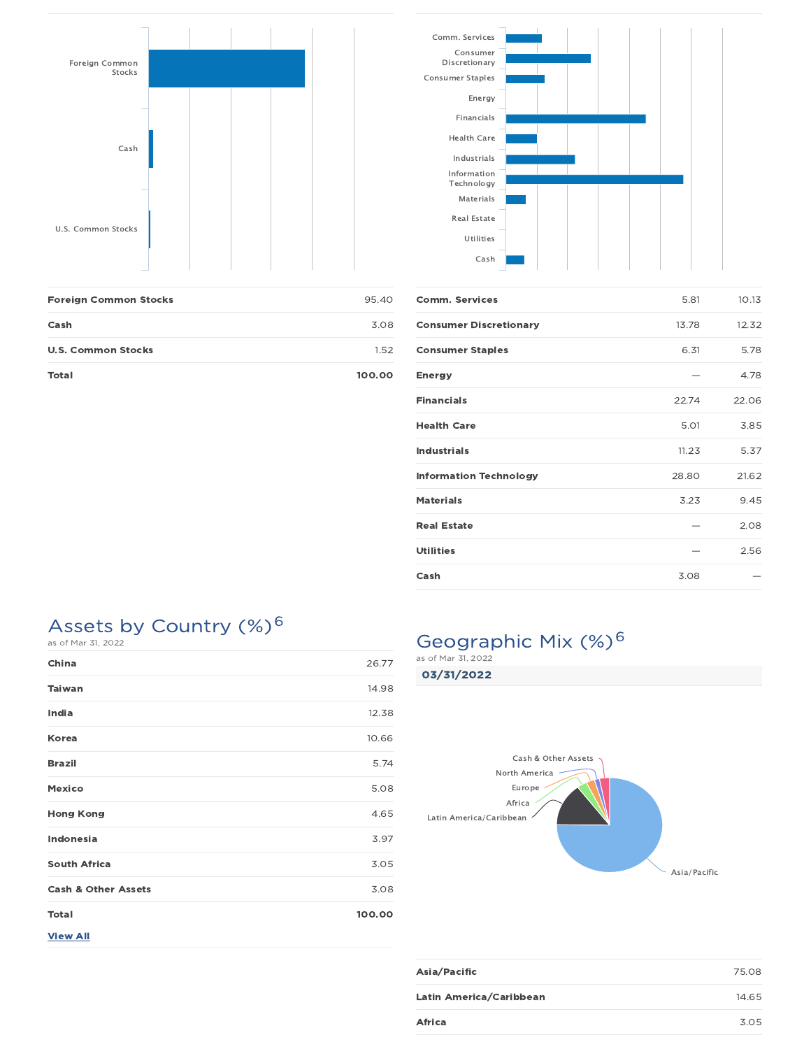| | |
|---|---|
| **Foreign Common Stocks** | 95.40 |
| **Cash** | 3.08 |
| **U.S. Common Stocks** | 1.52 |
| **Total** | **100.00** |

| | | |
|---|---|---|
| **Comm. Services** | 5.81 | 10.13 |
| **Consumer Discretionary** | 13.78 | 12.32 |
| **Consumer Staples** | 6.31 | 5.78 |
| **Energy** | — | 4.78 |
| **Financials** | 22.74 | 22.06 |
| **Health Care** | 5.01 | 3.85 |
| **Industrials** | 11.23 | 5.37 |
| **Information Technology** | 28.80 | 21.62 |
| **Materials** | 3.23 | 9.45 |
| **Real Estate** | — | 2.08 |
| **Utilities** | — | 2.56 |
| **Cash** | 3.08 | — |

## Assets by Country (%)[6]

as of Mar 31, 2022

| | |
|---|---|
| **China** | 26.77 |
| **Taiwan** | 14.98 |
| **India** | 12.38 |
| **Korea** | 10.66 |
| **Brazil** | 5.74 |
| **Mexico** | 5.08 |
| **Hong Kong** | 4.65 |
| **Indonesia** | 3.97 |
| **South Africa** | 3.05 |
| **Cash & Other Assets** | 3.08 |
| **Total** | **100.00** |

**View All**

## Geographic Mix (%)[6]

as of Mar 31, 2022

**03/31/2022**

| | |
|---|---|
| **Asia/Pacific** | 75.08 |
| **Latin America/Caribbean** | 14.65 |
| **Africa** | 3.05 |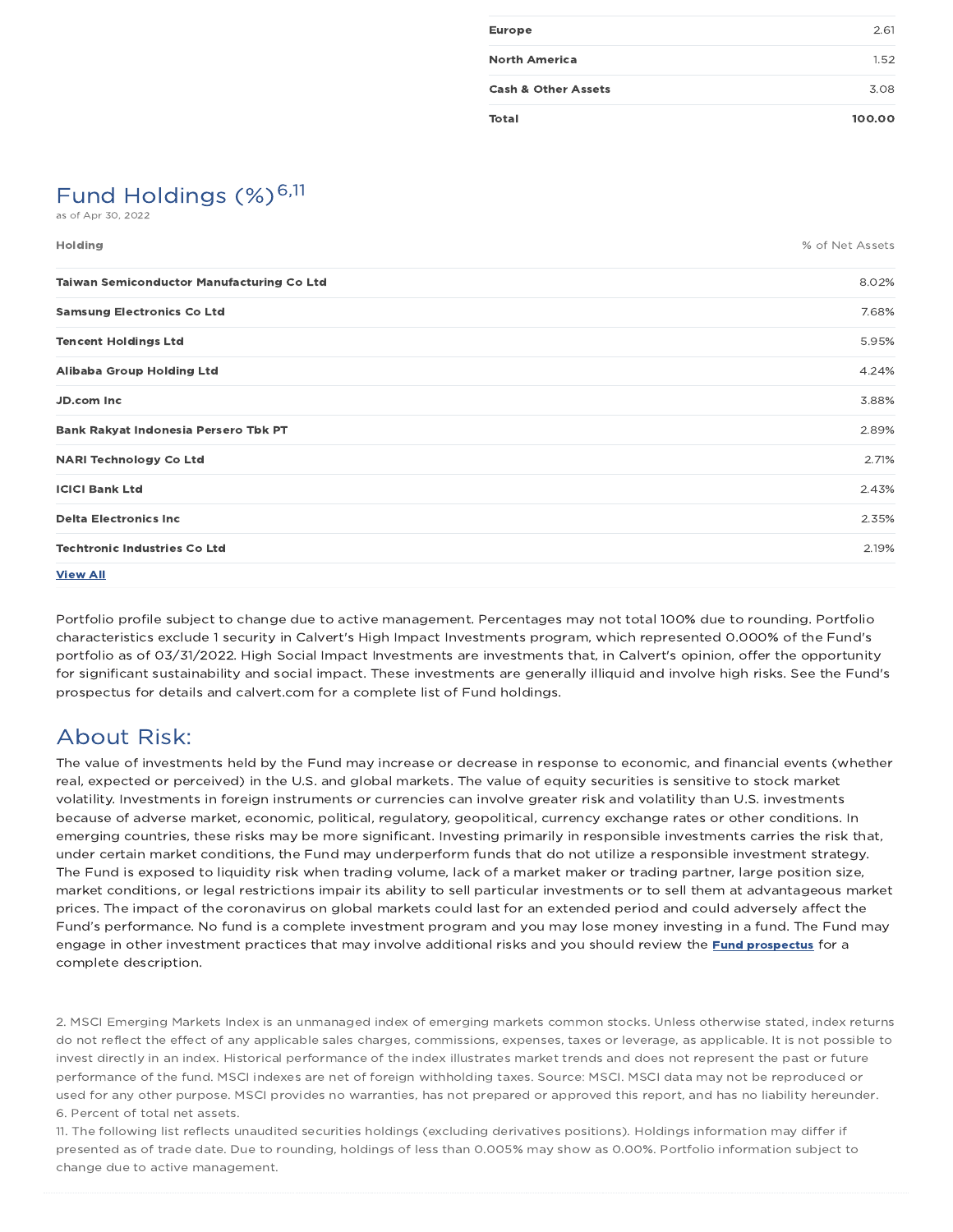| | |
|---|---|
| **Europe** | 2.61 |
| **North America** | 1.52 |
| **Cash & Other Assets** | 3.08 |
| **Total** | **100.00** |

## Fund Holdings (%)[6,11]

as of Apr 30, 2022

| Holding | % of Net Assets |
|---|---|
| **Taiwan Semiconductor Manufacturing Co Ltd** | 8.02% |
| **Samsung Electronics Co Ltd** | 7.68% |
| **Tencent Holdings Ltd** | 5.95% |
| **Alibaba Group Holding Ltd** | 4.24% |
| **JD.com Inc** | 3.88% |
| **Bank Rakyat Indonesia Persero Tbk PT** | 2.89% |
| **NARI Technology Co Ltd** | 2.71% |
| **ICICI Bank Ltd** | 2.43% |
| **Delta Electronics Inc** | 2.35% |
| **Techtronic Industries Co Ltd** | 2.19% |

**View All**

Portfolio profile subject to change due to active management. Percentages may not total 100% due to rounding. Portfolio characteristics exclude 1 security in Calvert's High Impact Investments program, which represented 0.000% of the Fund's portfolio as of 03/31/2022. High Social Impact Investments are investments that, in Calvert's opinion, offer the opportunity for significant sustainability and social impact. These investments are generally illiquid and involve high risks. See the Fund's prospectus for details and calvert.com for a complete list of Fund holdings.

## About Risk:

The value of investments held by the Fund may increase or decrease in response to economic, and financial events (whether real, expected or perceived) in the U.S. and global markets. The value of equity securities is sensitive to stock market volatility. Investments in foreign instruments or currencies can involve greater risk and volatility than U.S. investments because of adverse market, economic, political, regulatory, geopolitical, currency exchange rates or other conditions. In emerging countries, these risks may be more significant. Investing primarily in responsible investments carries the risk that, under certain market conditions, the Fund may underperform funds that do not utilize a responsible investment strategy. The Fund is exposed to liquidity risk when trading volume, lack of a market maker or trading partner, large position size, market conditions, or legal restrictions impair its ability to sell particular investments or to sell them at advantageous market prices. The impact of the coronavirus on global markets could last for an extended period and could adversely affect the Fund's performance. No fund is a complete investment program and you may lose money investing in a fund. The Fund may engage in other investment practices that may involve additional risks and you should review the **Fund prospectus** for a complete description.

2. MSCI Emerging Markets Index is an unmanaged index of emerging markets common stocks. Unless otherwise stated, index returns do not reflect the effect of any applicable sales charges, commissions, expenses, taxes or leverage, as applicable. It is not possible to invest directly in an index. Historical performance of the index illustrates market trends and does not represent the past or future performance of the fund. MSCI indexes are net of foreign withholding taxes. Source: MSCI. MSCI data may not be reproduced or used for any other purpose. MSCI provides no warranties, has not prepared or approved this report, and has no liability hereunder.
6. Percent of total net assets.
11. The following list reflects unaudited securities holdings (excluding derivatives positions). Holdings information may differ if presented as of trade date. Due to rounding, holdings of less than 0.005% may show as 0.00%. Portfolio information subject to change due to active management.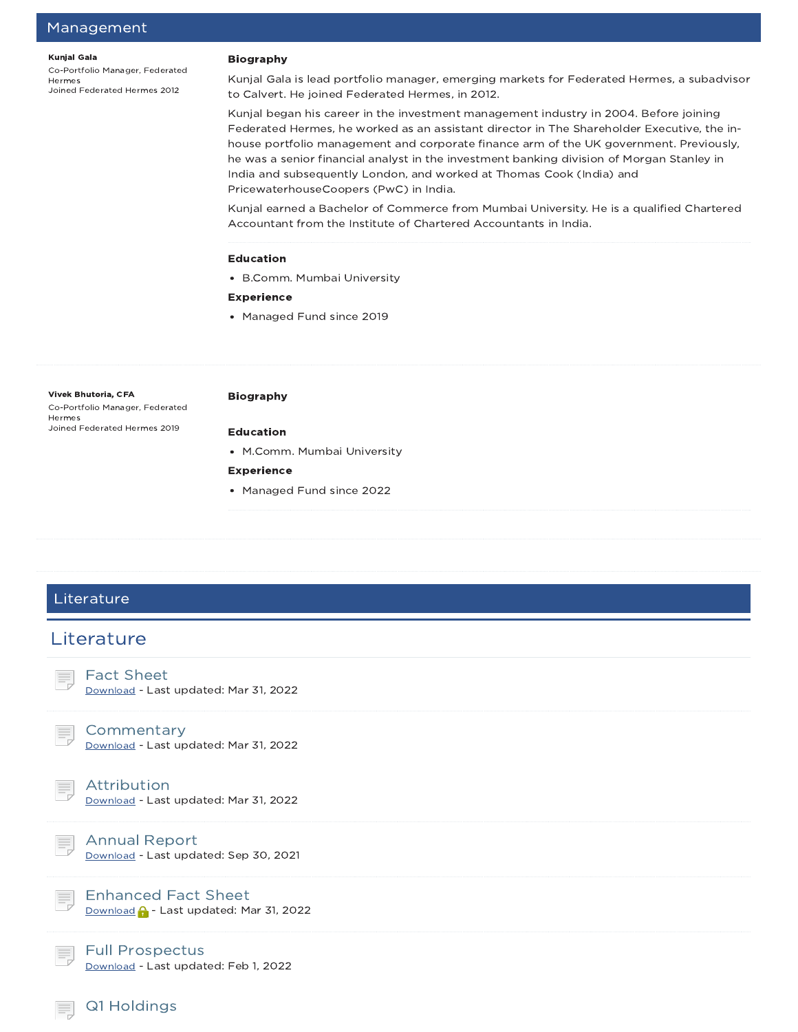## Management

**Kunjal Gala**
Co-Portfolio Manager, Federated Hermes
Joined Federated Hermes 2012

**Biography**

Kunjal Gala is lead portfolio manager, emerging markets for Federated Hermes, a subadvisor to Calvert. He joined Federated Hermes, in 2012.

Kunjal began his career in the investment management industry in 2004. Before joining Federated Hermes, he worked as an assistant director in The Shareholder Executive, the in-house portfolio management and corporate finance arm of the UK government. Previously, he was a senior financial analyst in the investment banking division of Morgan Stanley in India and subsequently London, and worked at Thomas Cook (India) and PricewaterhouseCoopers (PwC) in India.

Kunjal earned a Bachelor of Commerce from Mumbai University. He is a qualified Chartered Accountant from the Institute of Chartered Accountants in India.

**Education**

- B.Comm. Mumbai University

**Experience**

- Managed Fund since 2019

**Vivek Bhutoria, CFA**
Co-Portfolio Manager, Federated Hermes
Joined Federated Hermes 2019

**Biography**

**Education**

- M.Comm. Mumbai University

**Experience**

- Managed Fund since 2022

## Literature

### Literature

**Fact Sheet**
Download - Last updated: Mar 31, 2022

**Commentary**
Download - Last updated: Mar 31, 2022

**Attribution**
Download - Last updated: Mar 31, 2022

**Annual Report**
Download - Last updated: Sep 30, 2021

**Enhanced Fact Sheet**
Download - Last updated: Mar 31, 2022

**Full Prospectus**
Download - Last updated: Feb 1, 2022

**Q1 Holdings**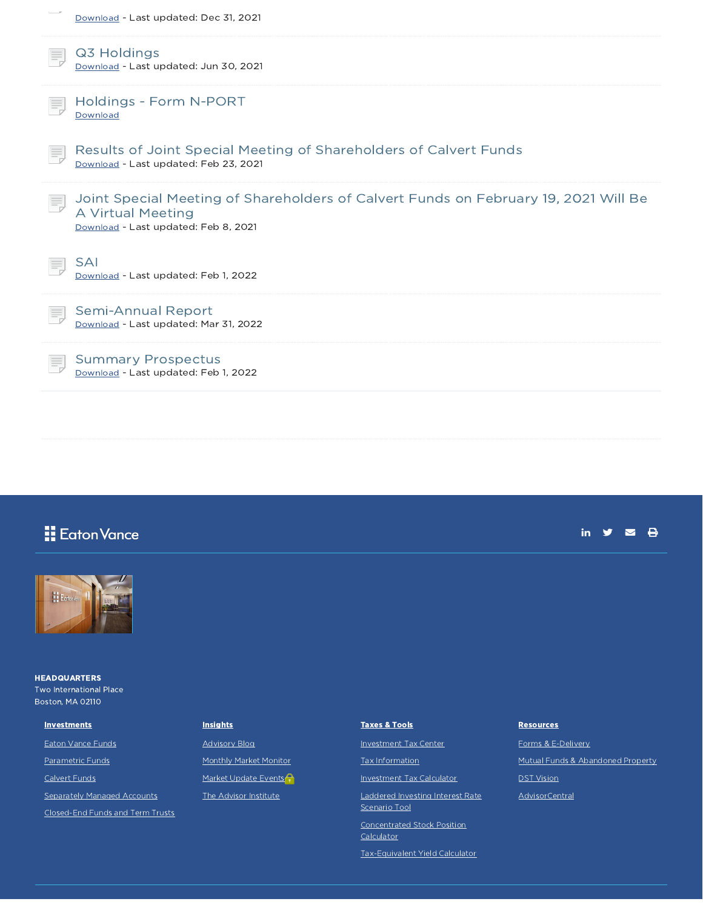Download - Last updated: Dec 31, 2021

### Q3 Holdings
Download - Last updated: Jun 30, 2021

### Holdings - Form N-PORT
Download

### Results of Joint Special Meeting of Shareholders of Calvert Funds
Download - Last updated: Feb 23, 2021

### Joint Special Meeting of Shareholders of Calvert Funds on February 19, 2021 Will Be A Virtual Meeting
Download - Last updated: Feb 8, 2021

### SAI
Download - Last updated: Feb 1, 2022

### Semi-Annual Report
Download - Last updated: Mar 31, 2022

### Summary Prospectus
Download - Last updated: Feb 1, 2022

Eaton Vance

**HEADQUARTERS**
Two International Place
Boston, MA 02110

**Investments**

- Eaton Vance Funds
- Parametric Funds
- Calvert Funds
- Separately Managed Accounts
- Closed-End Funds and Term Trusts

**Insights**

- Advisory Blog
- Monthly Market Monitor
- Market Update Events
- The Advisor Institute

**Taxes & Tools**

- Investment Tax Center
- Tax Information
- Investment Tax Calculator
- Laddered Investing Interest Rate Scenario Tool
- Concentrated Stock Position Calculator
- Tax-Equivalent Yield Calculator

**Resources**

- Forms & E-Delivery
- Mutual Funds & Abandoned Property
- DST Vision
- AdvisorCentral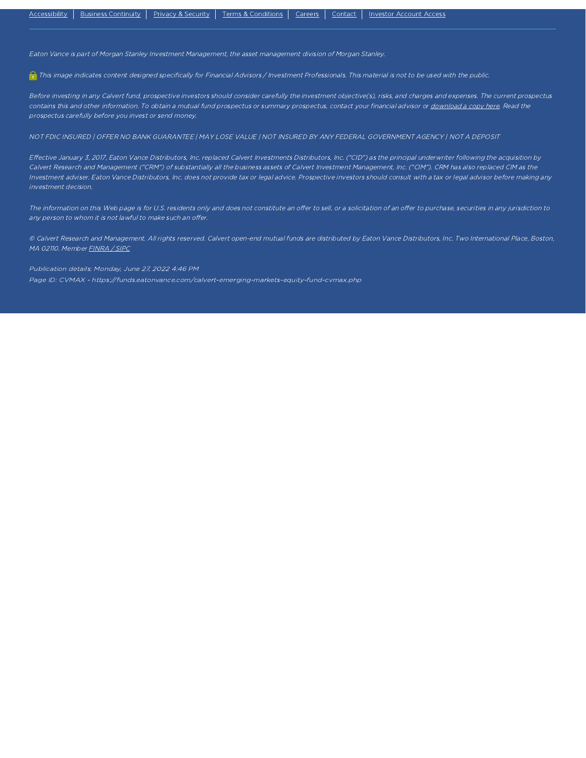Accessibility | Business Continuity | Privacy & Security | Terms & Conditions | Careers | Contact | Investor Account Access

---

*Eaton Vance is part of Morgan Stanley Investment Management, the asset management division of Morgan Stanley.*

*This image indicates content designed specifically for Financial Advisors / Investment Professionals. This material is not to be used with the public.*

*Before investing in any Calvert fund, prospective investors should consider carefully the investment objective(s), risks, and charges and expenses. The current prospectus contains this and other information. To obtain a mutual fund prospectus or summary prospectus, contact your financial advisor or download a copy here. Read the prospectus carefully before you invest or send money.*

*NOT FDIC INSURED | OFFER NO BANK GUARANTEE | MAY LOSE VALUE | NOT INSURED BY ANY FEDERAL GOVERNMENT AGENCY | NOT A DEPOSIT*

*Effective January 3, 2017, Eaton Vance Distributors, Inc. replaced Calvert Investments Distributors, Inc. ("CID") as the principal underwriter following the acquisition by Calvert Research and Management ("CRM") of substantially all the business assets of Calvert Investment Management, Inc. ("CIM"). CRM has also replaced CIM as the Investment adviser. Eaton Vance Distributors, Inc. does not provide tax or legal advice. Prospective investors should consult with a tax or legal advisor before making any investment decision.*

*The information on this Web page is for U.S. residents only and does not constitute an offer to sell, or a solicitation of an offer to purchase, securities in any jurisdiction to any person to whom it is not lawful to make such an offer.*

*© Calvert Research and Management. All rights reserved. Calvert open-end mutual funds are distributed by Eaton Vance Distributors, Inc. Two International Place, Boston, MA 02110. Member FINRA / SIPC*

*Publication details: Monday, June 27, 2022 4:46 PM*
*Page ID: CVMAX - https://funds.eatonvance.com/calvert-emerging-markets-equity-fund-cvmax.php*